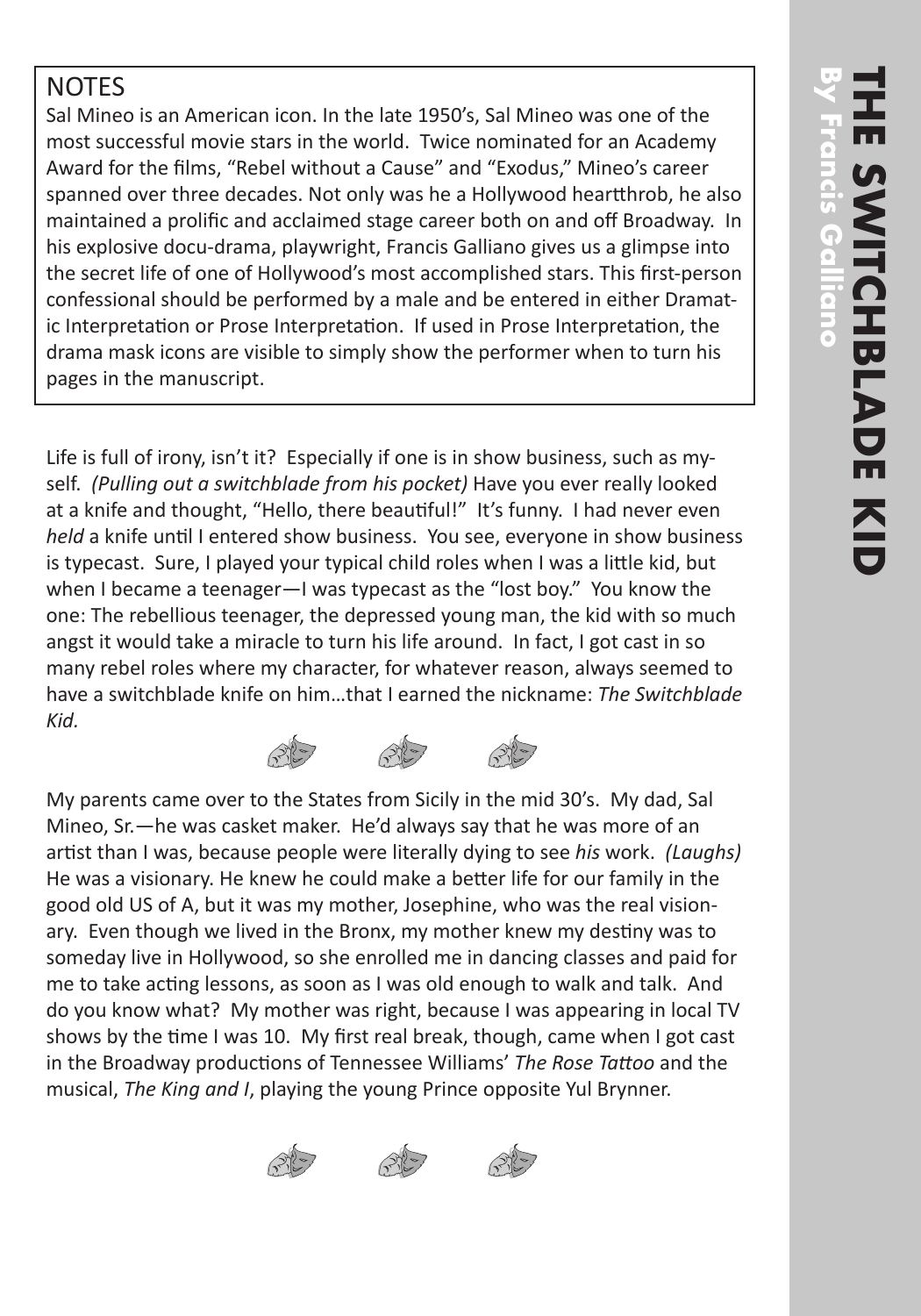# THE SWITCHBLADE KID

**By Francis Galliano**

## NOTES

Sal Mineo is an American icon. In the late 1950's, Sal Mineo was one of the most successful movie stars in the world. Twice nominated for an Academy Award for the films, "Rebel without a Cause" and "Exodus," Mineo's career spanned over three decades. Not only was he a Hollywood heartthrob, he also maintained a prolific and acclaimed stage career both on and off Broadway. In his explosive docu-drama, playwright, Francis Galliano gives us a glimpse into the secret life of one of Hollywood's most accomplished stars. This first-person confessional should be performed by a male and be entered in either Dramatic Interpretation or Prose Interpretation. If used in Prose Interpretation, the drama mask icons are visible to simply show the performer when to turn his pages in the manuscript.

Life is full of irony, isn't it? Especially if one is in show business, such as myself. *(Pulling out a switchblade from his pocket)* Have you ever really looked at a knife and thought, "Hello, there beautiful!" It's funny. I had never even *held* a knife until I entered show business. You see, everyone in show business is typecast. Sure, I played your typical child roles when I was a little kid, but when I became a teenager—I was typecast as the "lost boy." You know the one: The rebellious teenager, the depressed young man, the kid with so much angst it would take a miracle to turn his life around. In fact, I got cast in so many rebel roles where my character, for whatever reason, always seemed to have a switchblade knife on him…that I earned the nickname: *The Switchblade Kid.*

My parents came over to the States from Sicily in the mid 30's. My dad, Sal Mineo, Sr.—he was casket maker. He'd always say that he was more of an artist than I was, because people were literally dying to see *his* work. *(Laughs)* He was a visionary. He knew he could make a better life for our family in the good old US of A, but it was my mother, Josephine, who was the real visionary. Even though we lived in the Bronx, my mother knew my destiny was to someday live in Hollywood, so she enrolled me in dancing classes and paid for me to take acting lessons, as soon as I was old enough to walk and talk. And do you know what? My mother was right, because I was appearing in local TV shows by the time I was 10. My first real break, though, came when I got cast in the Broadway productions of Tennessee Williams' *The Rose Tattoo* and the musical, *The King and I*, playing the young Prince opposite Yul Brynner.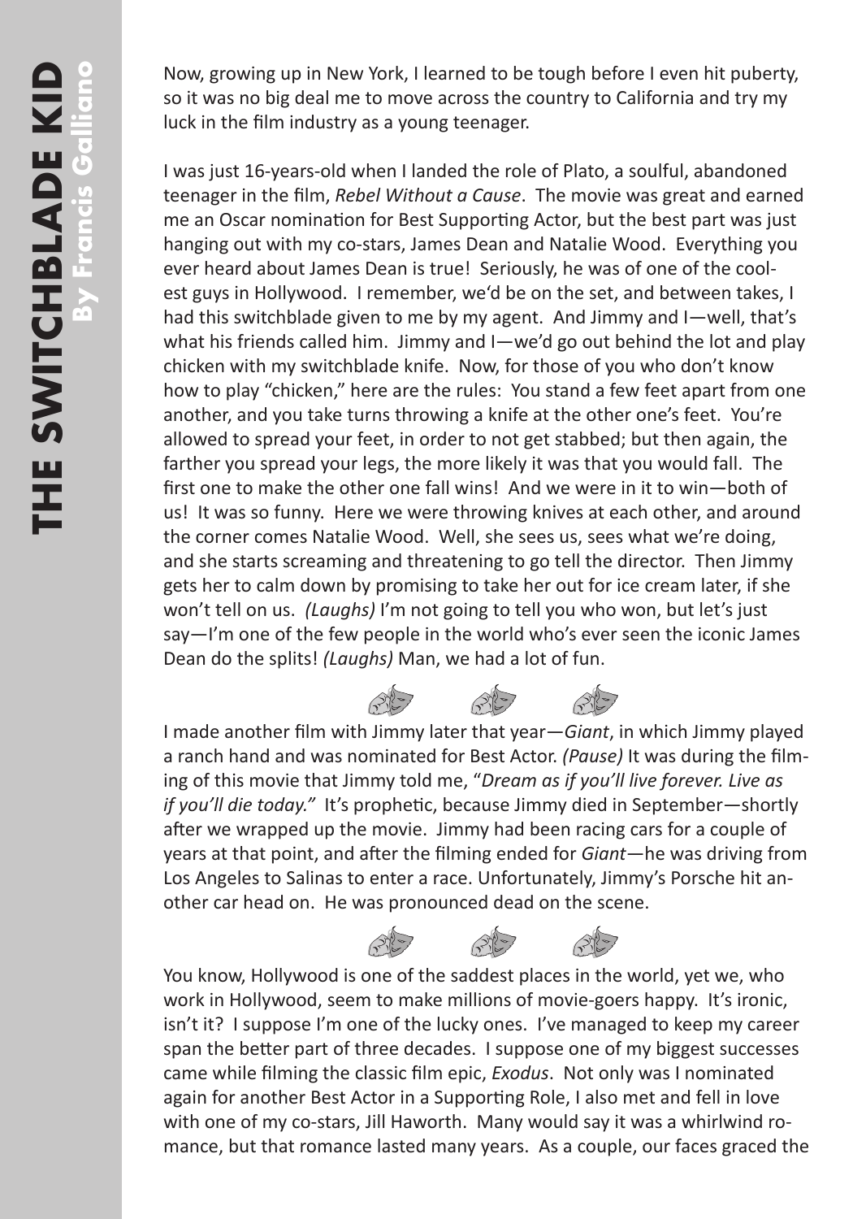Now, growing up in New York, I learned to be tough before I even hit puberty, so it was no big deal me to move across the country to California and try my luck in the film industry as a young teenager.

I was just 16-years-old when I landed the role of Plato, a soulful, abandoned teenager in the film, *Rebel Without a Cause*. The movie was great and earned me an Oscar nomination for Best Supporting Actor, but the best part was just hanging out with my co-stars, James Dean and Natalie Wood. Everything you ever heard about James Dean is true! Seriously, he was of one of the coolest guys in Hollywood. I remember, we'd be on the set, and between takes, I had this switchblade given to me by my agent. And Jimmy and I—well, that's what his friends called him. Jimmy and I—we'd go out behind the lot and play chicken with my switchblade knife. Now, for those of you who don't know how to play "chicken," here are the rules: You stand a few feet apart from one another, and you take turns throwing a knife at the other one's feet. You're allowed to spread your feet, in order to not get stabbed; but then again, the farther you spread your legs, the more likely it was that you would fall. The first one to make the other one fall wins! And we were in it to win—both of us! It was so funny. Here we were throwing knives at each other, and around the corner comes Natalie Wood. Well, she sees us, sees what we're doing, and she starts screaming and threatening to go tell the director. Then Jimmy gets her to calm down by promising to take her out for ice cream later, if she won't tell on us. *(Laughs)* I'm not going to tell you who won, but let's just say—I'm one of the few people in the world who's ever seen the iconic James Dean do the splits! *(Laughs)* Man, we had a lot of fun.

I made another film with Jimmy later that year—*Giant*, in which Jimmy played a ranch hand and was nominated for Best Actor. *(Pause)* It was during the filming of this movie that Jimmy told me, "*Dream as if you'll live forever. Live as if you'll die today.*" It's prophetic, because Jimmy died in September—shortly after we wrapped up the movie. Jimmy had been racing cars for a couple of years at that point, and after the filming ended for *Giant*—he was driving from Los Angeles to Salinas to enter a race. Unfortunately, Jimmy's Porsche hit another car head on. He was pronounced dead on the scene.

You know, Hollywood is one of the saddest places in the world, yet we, who work in Hollywood, seem to make millions of movie-goers happy. It's ironic, isn't it? I suppose I'm one of the lucky ones. I've managed to keep my career span the better part of three decades. I suppose one of my biggest successes came while filming the classic film epic, *Exodus*. Not only was I nominated again for another Best Actor in a Supporting Role, I also met and fell in love with one of my co-stars, Jill Haworth. Many would say it was a whirlwind romance, but that romance lasted many years. As a couple, our faces graced the